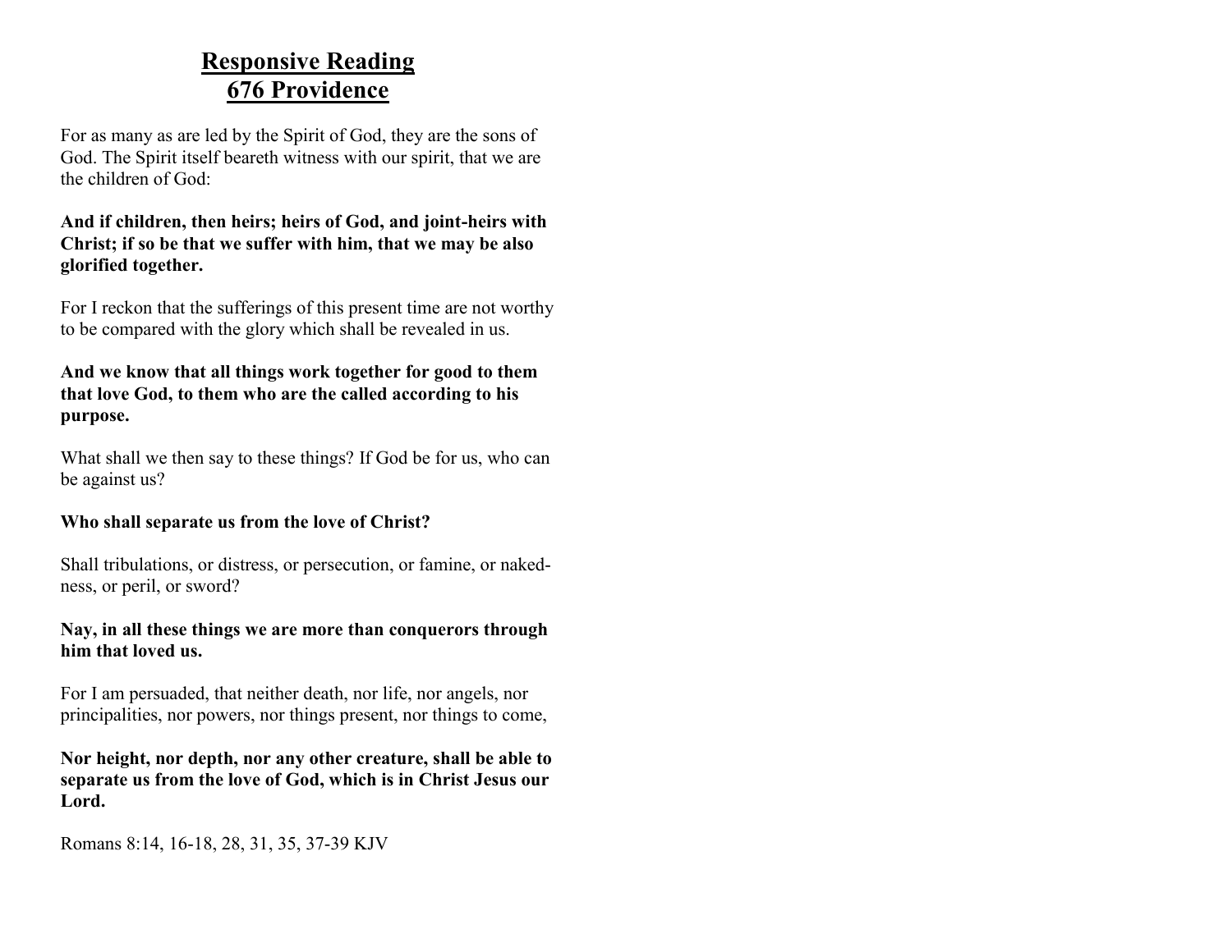# Responsive Reading
# 676 Providence

For as many as are led by the Spirit of God, they are the sons of God. The Spirit itself beareth witness with our spirit, that we are the children of God:

**And if children, then heirs; heirs of God, and joint-heirs with Christ; if so be that we suffer with him, that we may be also glorified together.**

For I reckon that the sufferings of this present time are not worthy to be compared with the glory which shall be revealed in us.

**And we know that all things work together for good to them that love God, to them who are the called according to his purpose.**

What shall we then say to these things? If God be for us, who can be against us?

**Who shall separate us from the love of Christ?**

Shall tribulations, or distress, or persecution, or famine, or nakedness, or peril, or sword?

**Nay, in all these things we are more than conquerors through him that loved us.**

For I am persuaded, that neither death, nor life, nor angels, nor principalities, nor powers, nor things present, nor things to come,

**Nor height, nor depth, nor any other creature, shall be able to separate us from the love of God, which is in Christ Jesus our Lord.**

Romans 8:14, 16-18, 28, 31, 35, 37-39 KJV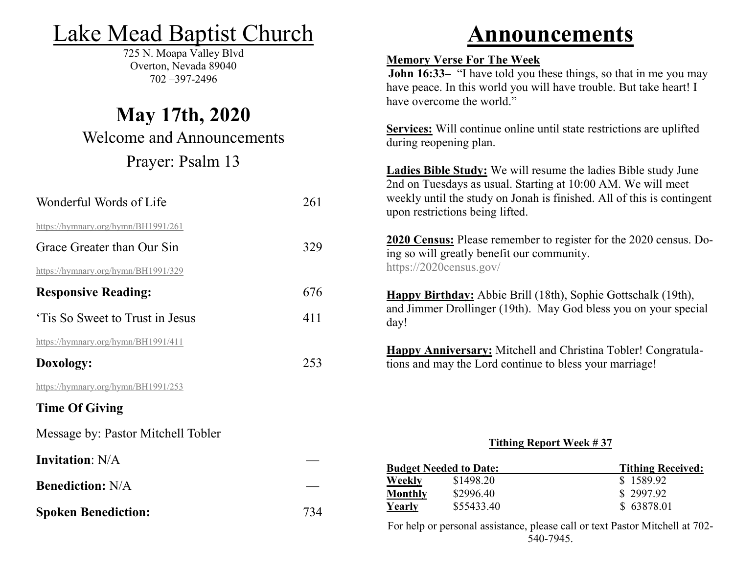# Lake Mead Baptist Church

725 N. Moapa Valley Blvd
Overton, Nevada 89040
702 –397-2496

## May 17th, 2020

Welcome and Announcements

Prayer: Psalm 13

| | |
|---|---|
| Wonderful Words of Life | 261 |
| https://hymnary.org/hymn/BH1991/261 | |
| Grace Greater than Our Sin | 329 |
| https://hymnary.org/hymn/BH1991/329 | |
| **Responsive Reading:** | 676 |
| 'Tis So Sweet to Trust in Jesus | 411 |
| https://hymnary.org/hymn/BH1991/411 | |
| **Doxology:** | 253 |
| https://hymnary.org/hymn/BH1991/253 | |
| **Time Of Giving** | |
| Message by: Pastor Mitchell Tobler | |
| **Invitation**: N/A | — |
| **Benediction:** N/A | — |
| **Spoken Benediction:** | 734 |

# Announcements

**Memory Verse For The Week**
**John 16:33–** "I have told you these things, so that in me you may have peace. In this world you will have trouble. But take heart! I have overcome the world."

**Services:** Will continue online until state restrictions are uplifted during reopening plan.

**Ladies Bible Study:** We will resume the ladies Bible study June 2nd on Tuesdays as usual. Starting at 10:00 AM. We will meet weekly until the study on Jonah is finished. All of this is contingent upon restrictions being lifted.

**2020 Census:** Please remember to register for the 2020 census. Doing so will greatly benefit our community.
https://2020census.gov/

**Happy Birthday:** Abbie Brill (18th), Sophie Gottschalk (19th), and Jimmer Drollinger (19th). May God bless you on your special day!

**Happy Anniversary:** Mitchell and Christina Tobler! Congratulations and may the Lord continue to bless your marriage!

**Tithing Report Week # 37**

| Budget Needed to Date: | | Tithing Received: |
|---|---|---|
| **Weekly** | $1498.20 | $ 1589.92 |
| **Monthly** | $2996.40 | $ 2997.92 |
| **Yearly** | $55433.40 | $ 63878.01 |

For help or personal assistance, please call or text Pastor Mitchell at 702-540-7945.